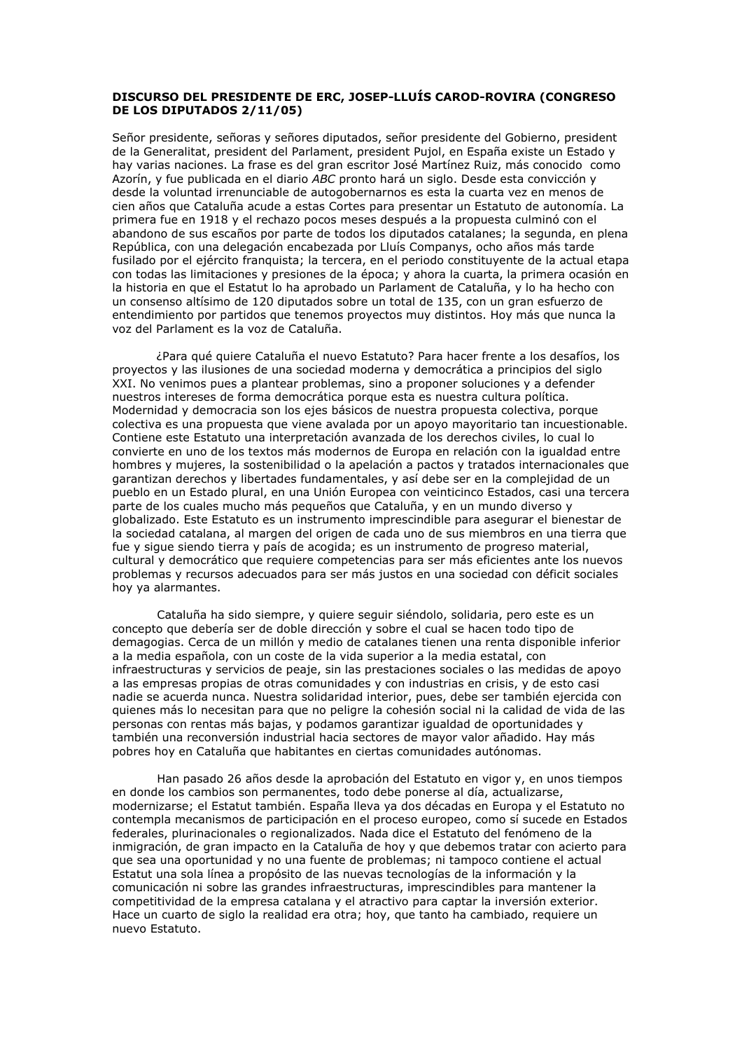**DISCURSO DEL PRESIDENTE DE ERC, JOSEP-LLUÍS CAROD-ROVIRA (CONGRESO DE LOS DIPUTADOS 2/11/05)**

Señor presidente, señoras y señores diputados, señor presidente del Gobierno, president de la Generalitat, president del Parlament, president Pujol, en España existe un Estado y hay varias naciones. La frase es del gran escritor José Martínez Ruiz, más conocido como Azorín, y fue publicada en el diario *ABC* pronto hará un siglo. Desde esta convicción y desde la voluntad irrenunciable de autogobernarnos es esta la cuarta vez en menos de cien años que Cataluña acude a estas Cortes para presentar un Estatuto de autonomía. La primera fue en 1918 y el rechazo pocos meses después a la propuesta culminó con el abandono de sus escaños por parte de todos los diputados catalanes; la segunda, en plena República, con una delegación encabezada por Lluís Companys, ocho años más tarde fusilado por el ejército franquista; la tercera, en el periodo constituyente de la actual etapa con todas las limitaciones y presiones de la época; y ahora la cuarta, la primera ocasión en la historia en que el Estatut lo ha aprobado un Parlament de Cataluña, y lo ha hecho con un consenso altísimo de 120 diputados sobre un total de 135, con un gran esfuerzo de entendimiento por partidos que tenemos proyectos muy distintos. Hoy más que nunca la voz del Parlament es la voz de Cataluña.

¿Para qué quiere Cataluña el nuevo Estatuto? Para hacer frente a los desafíos, los proyectos y las ilusiones de una sociedad moderna y democrática a principios del siglo XXI. No venimos pues a plantear problemas, sino a proponer soluciones y a defender nuestros intereses de forma democrática porque esta es nuestra cultura política. Modernidad y democracia son los ejes básicos de nuestra propuesta colectiva, porque colectiva es una propuesta que viene avalada por un apoyo mayoritario tan incuestionable. Contiene este Estatuto una interpretación avanzada de los derechos civiles, lo cual lo convierte en uno de los textos más modernos de Europa en relación con la igualdad entre hombres y mujeres, la sostenibilidad o la apelación a pactos y tratados internacionales que garantizan derechos y libertades fundamentales, y así debe ser en la complejidad de un pueblo en un Estado plural, en una Unión Europea con veinticinco Estados, casi una tercera parte de los cuales mucho más pequeños que Cataluña, y en un mundo diverso y globalizado. Este Estatuto es un instrumento imprescindible para asegurar el bienestar de la sociedad catalana, al margen del origen de cada uno de sus miembros en una tierra que fue y sigue siendo tierra y país de acogida; es un instrumento de progreso material, cultural y democrático que requiere competencias para ser más eficientes ante los nuevos problemas y recursos adecuados para ser más justos en una sociedad con déficit sociales hoy ya alarmantes.

Cataluña ha sido siempre, y quiere seguir siéndolo, solidaria, pero este es un concepto que debería ser de doble dirección y sobre el cual se hacen todo tipo de demagogias. Cerca de un millón y medio de catalanes tienen una renta disponible inferior a la media española, con un coste de la vida superior a la media estatal, con infraestructuras y servicios de peaje, sin las prestaciones sociales o las medidas de apoyo a las empresas propias de otras comunidades y con industrias en crisis, y de esto casi nadie se acuerda nunca. Nuestra solidaridad interior, pues, debe ser también ejercida con quienes más lo necesitan para que no peligre la cohesión social ni la calidad de vida de las personas con rentas más bajas, y podamos garantizar igualdad de oportunidades y también una reconversión industrial hacia sectores de mayor valor añadido. Hay más pobres hoy en Cataluña que habitantes en ciertas comunidades autónomas.

Han pasado 26 años desde la aprobación del Estatuto en vigor y, en unos tiempos en donde los cambios son permanentes, todo debe ponerse al día, actualizarse, modernizarse; el Estatut también. España lleva ya dos décadas en Europa y el Estatuto no contempla mecanismos de participación en el proceso europeo, como sí sucede en Estados federales, plurinacionales o regionalizados. Nada dice el Estatuto del fenómeno de la inmigración, de gran impacto en la Cataluña de hoy y que debemos tratar con acierto para que sea una oportunidad y no una fuente de problemas; ni tampoco contiene el actual Estatut una sola línea a propósito de las nuevas tecnologías de la información y la comunicación ni sobre las grandes infraestructuras, imprescindibles para mantener la competitividad de la empresa catalana y el atractivo para captar la inversión exterior. Hace un cuarto de siglo la realidad era otra; hoy, que tanto ha cambiado, requiere un nuevo Estatuto.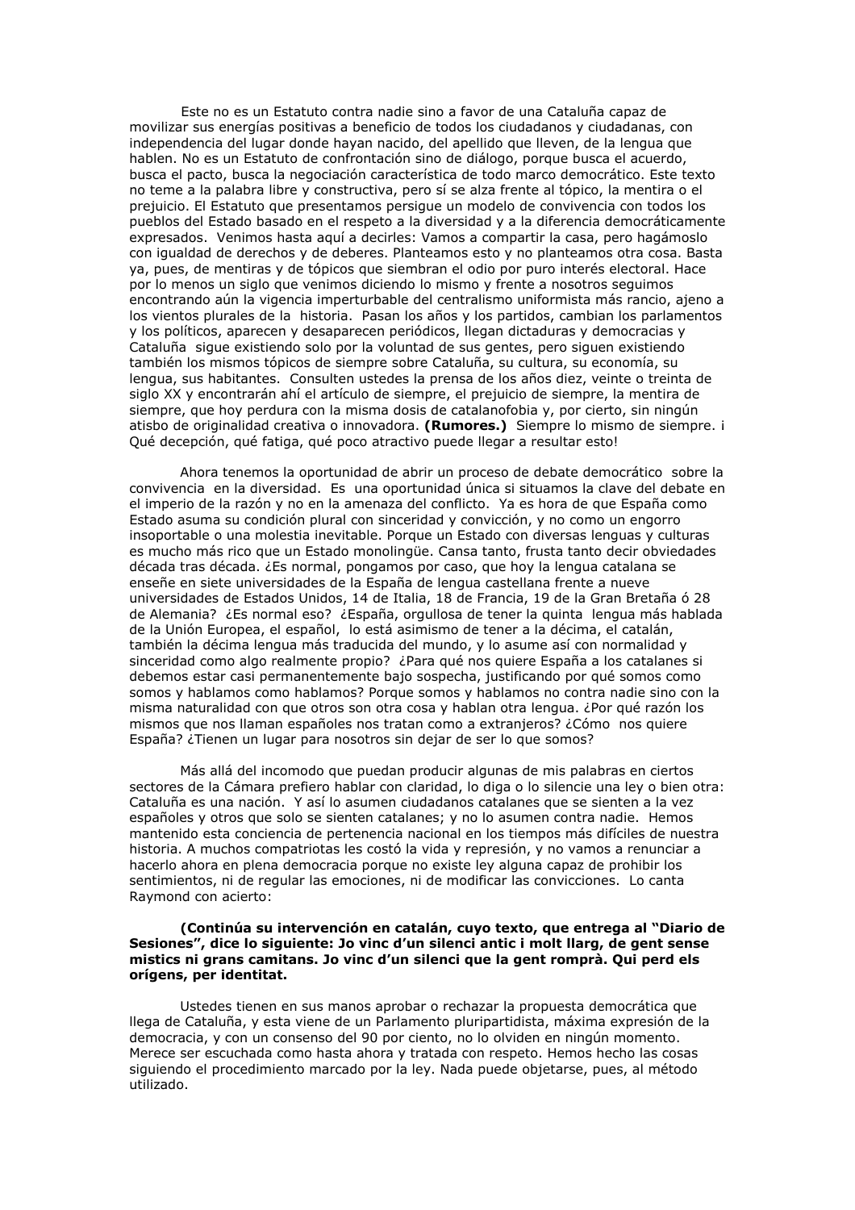Este no es un Estatuto contra nadie sino a favor de una Cataluña capaz de movilizar sus energías positivas a beneficio de todos los ciudadanos y ciudadanas, con independencia del lugar donde hayan nacido, del apellido que lleven, de la lengua que hablen. No es un Estatuto de confrontación sino de diálogo, porque busca el acuerdo, busca el pacto, busca la negociación característica de todo marco democrático. Este texto no teme a la palabra libre y constructiva, pero sí se alza frente al tópico, la mentira o el prejuicio. El Estatuto que presentamos persigue un modelo de convivencia con todos los pueblos del Estado basado en el respeto a la diversidad y a la diferencia democráticamente expresados. Venimos hasta aquí a decirles: Vamos a compartir la casa, pero hagámoslo con igualdad de derechos y de deberes. Planteamos esto y no planteamos otra cosa. Basta ya, pues, de mentiras y de tópicos que siembran el odio por puro interés electoral. Hace por lo menos un siglo que venimos diciendo lo mismo y frente a nosotros seguimos encontrando aún la vigencia imperturbable del centralismo uniformista más rancio, ajeno a los vientos plurales de la historia. Pasan los años y los partidos, cambian los parlamentos y los políticos, aparecen y desaparecen periódicos, llegan dictaduras y democracias y Cataluña sigue existiendo solo por la voluntad de sus gentes, pero siguen existiendo también los mismos tópicos de siempre sobre Cataluña, su cultura, su economía, su lengua, sus habitantes. Consulten ustedes la prensa de los años diez, veinte o treinta de siglo XX y encontrarán ahí el artículo de siempre, el prejuicio de siempre, la mentira de siempre, que hoy perdura con la misma dosis de catalanofobia y, por cierto, sin ningún atisbo de originalidad creativa o innovadora. **(Rumores.)** Siempre lo mismo de siempre. ¡Qué decepción, qué fatiga, qué poco atractivo puede llegar a resultar esto!

Ahora tenemos la oportunidad de abrir un proceso de debate democrático sobre la convivencia en la diversidad. Es una oportunidad única si situamos la clave del debate en el imperio de la razón y no en la amenaza del conflicto. Ya es hora de que España como Estado asuma su condición plural con sinceridad y convicción, y no como un engorro insoportable o una molestia inevitable. Porque un Estado con diversas lenguas y culturas es mucho más rico que un Estado monolingüe. Cansa tanto, frusta tanto decir obviedades década tras década. ¿Es normal, pongamos por caso, que hoy la lengua catalana se enseñe en siete universidades de la España de lengua castellana frente a nueve universidades de Estados Unidos, 14 de Italia, 18 de Francia, 19 de la Gran Bretaña ó 28 de Alemania? ¿Es normal eso? ¿España, orgullosa de tener la quinta lengua más hablada de la Unión Europea, el español, lo está asimismo de tener a la décima, el catalán, también la décima lengua más traducida del mundo, y lo asume así con normalidad y sinceridad como algo realmente propio? ¿Para qué nos quiere España a los catalanes si debemos estar casi permanentemente bajo sospecha, justificando por qué somos como somos y hablamos como hablamos? Porque somos y hablamos no contra nadie sino con la misma naturalidad con que otros son otra cosa y hablan otra lengua. ¿Por qué razón los mismos que nos llaman españoles nos tratan como a extranjeros? ¿Cómo nos quiere España? ¿Tienen un lugar para nosotros sin dejar de ser lo que somos?

Más allá del incomodo que puedan producir algunas de mis palabras en ciertos sectores de la Cámara prefiero hablar con claridad, lo diga o lo silencie una ley o bien otra: Cataluña es una nación. Y así lo asumen ciudadanos catalanes que se sienten a la vez españoles y otros que solo se sienten catalanes; y no lo asumen contra nadie. Hemos mantenido esta conciencia de pertenencia nacional en los tiempos más difíciles de nuestra historia. A muchos compatriotas les costó la vida y represión, y no vamos a renunciar a hacerlo ahora en plena democracia porque no existe ley alguna capaz de prohibir los sentimientos, ni de regular las emociones, ni de modificar las convicciones. Lo canta Raymond con acierto:

**(Continúa su intervención en catalán, cuyo texto, que entrega al "Diario de Sesiones", dice lo siguiente: Jo vinc d'un silenci antic i molt llarg, de gent sense mistics ni grans camitans. Jo vinc d'un silenci que la gent romprà. Qui perd els orígens, per identitat.**

Ustedes tienen en sus manos aprobar o rechazar la propuesta democrática que llega de Cataluña, y esta viene de un Parlamento pluripartidista, máxima expresión de la democracia, y con un consenso del 90 por ciento, no lo olviden en ningún momento. Merece ser escuchada como hasta ahora y tratada con respeto. Hemos hecho las cosas siguiendo el procedimiento marcado por la ley. Nada puede objetarse, pues, al método utilizado.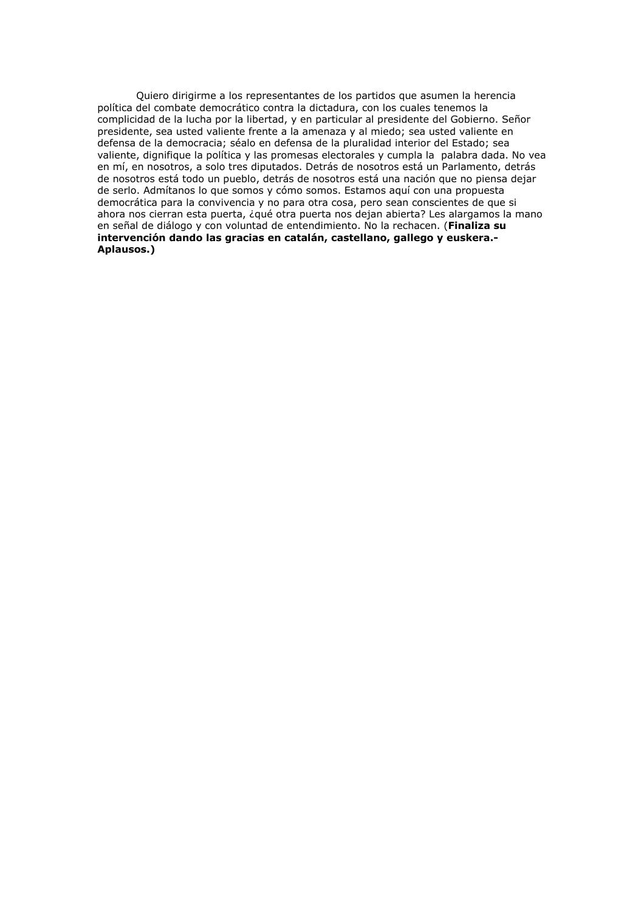Quiero dirigirme a los representantes de los partidos que asumen la herencia política del combate democrático contra la dictadura, con los cuales tenemos la complicidad de la lucha por la libertad, y en particular al presidente del Gobierno. Señor presidente, sea usted valiente frente a la amenaza y al miedo; sea usted valiente en defensa de la democracia; séalo en defensa de la pluralidad interior del Estado; sea valiente, dignifique la política y las promesas electorales y cumpla la palabra dada. No vea en mí, en nosotros, a solo tres diputados. Detrás de nosotros está un Parlamento, detrás de nosotros está todo un pueblo, detrás de nosotros está una nación que no piensa dejar de serlo. Admítanos lo que somos y cómo somos. Estamos aquí con una propuesta democrática para la convivencia y no para otra cosa, pero sean conscientes de que si ahora nos cierran esta puerta, ¿qué otra puerta nos dejan abierta? Les alargamos la mano en señal de diálogo y con voluntad de entendimiento. No la rechacen. (**Finaliza su intervención dando las gracias en catalán, castellano, gallego y euskera.- Aplausos.)**